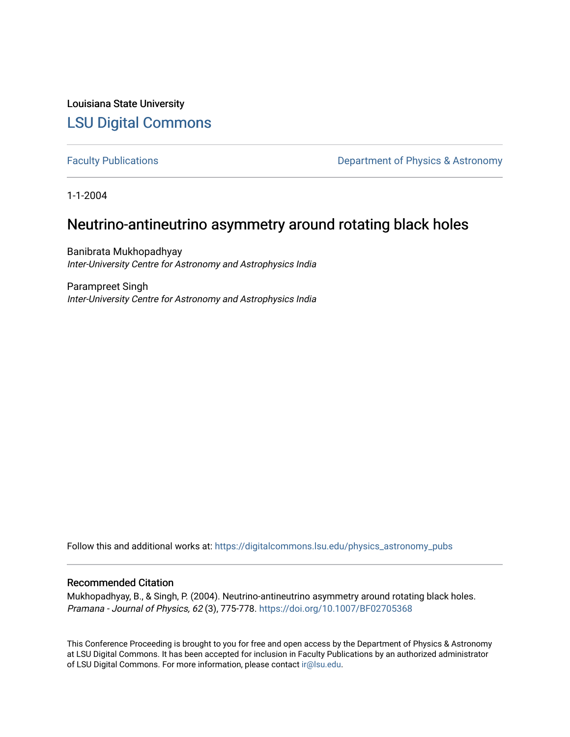Louisiana State University

# LSU Digital Commons

Faculty Publications

Department of Physics & Astronomy

1-1-2004

## Neutrino-antineutrino asymmetry around rotating black holes

Banibrata Mukhopadhyay
*Inter-University Centre for Astronomy and Astrophysics India*

Parampreet Singh
*Inter-University Centre for Astronomy and Astrophysics India*

Follow this and additional works at: https://digitalcommons.lsu.edu/physics_astronomy_pubs

### Recommended Citation

Mukhopadhyay, B., & Singh, P. (2004). Neutrino-antineutrino asymmetry around rotating black holes. *Pramana - Journal of Physics, 62* (3), 775-778. https://doi.org/10.1007/BF02705368

This Conference Proceeding is brought to you for free and open access by the Department of Physics & Astronomy at LSU Digital Commons. It has been accepted for inclusion in Faculty Publications by an authorized administrator of LSU Digital Commons. For more information, please contact ir@lsu.edu.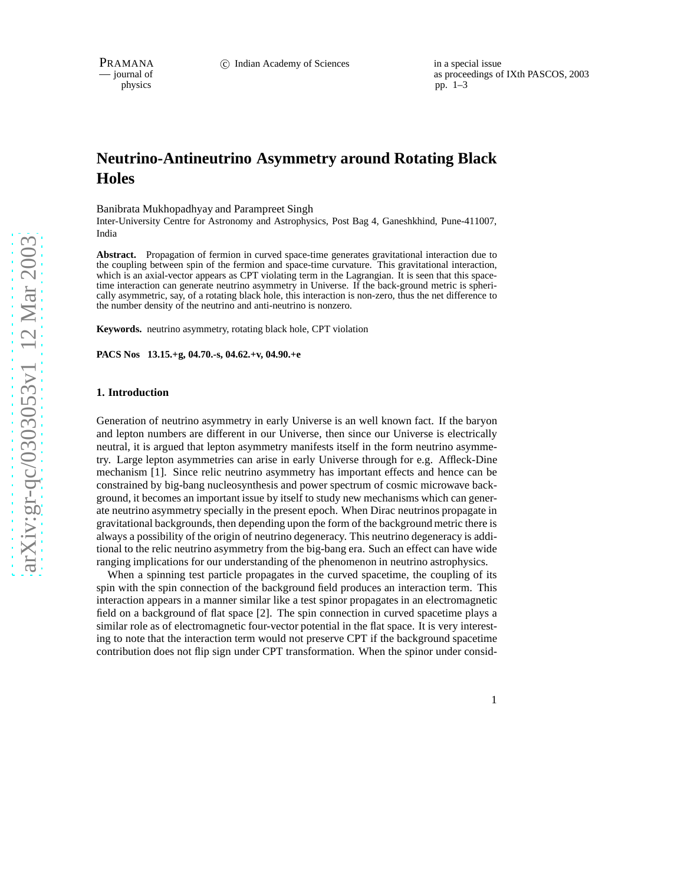# Neutrino-Antineutrino Asymmetry around Rotating Black Holes

Banibrata Mukhopadhyay and Parampreet Singh

Inter-University Centre for Astronomy and Astrophysics, Post Bag 4, Ganeshkhind, Pune-411007, India

**Abstract.** Propagation of fermion in curved space-time generates gravitational interaction due to the coupling between spin of the fermion and space-time curvature. This gravitational interaction, which is an axial-vector appears as CPT violating term in the Lagrangian. It is seen that this space-time interaction can generate neutrino asymmetry in Universe. If the back-ground metric is spherically asymmetric, say, of a rotating black hole, this interaction is non-zero, thus the net difference to the number density of the neutrino and anti-neutrino is nonzero.

**Keywords.** neutrino asymmetry, rotating black hole, CPT violation

**PACS Nos 13.15.+g, 04.70.-s, 04.62.+v, 04.90.+e**

## 1. Introduction

Generation of neutrino asymmetry in early Universe is an well known fact. If the baryon and lepton numbers are different in our Universe, then since our Universe is electrically neutral, it is argued that lepton asymmetry manifests itself in the form neutrino asymmetry. Large lepton asymmetries can arise in early Universe through for e.g. Affleck-Dine mechanism [1]. Since relic neutrino asymmetry has important effects and hence can be constrained by big-bang nucleosynthesis and power spectrum of cosmic microwave background, it becomes an important issue by itself to study new mechanisms which can generate neutrino asymmetry specially in the present epoch. When Dirac neutrinos propagate in gravitational backgrounds, then depending upon the form of the background metric there is always a possibility of the origin of neutrino degeneracy. This neutrino degeneracy is additional to the relic neutrino asymmetry from the big-bang era. Such an effect can have wide ranging implications for our understanding of the phenomenon in neutrino astrophysics.

When a spinning test particle propagates in the curved spacetime, the coupling of its spin with the spin connection of the background field produces an interaction term. This interaction appears in a manner similar like a test spinor propagates in an electromagnetic field on a background of flat space [2]. The spin connection in curved spacetime plays a similar role as of electromagnetic four-vector potential in the flat space. It is very interesting to note that the interaction term would not preserve CPT if the background spacetime contribution does not flip sign under CPT transformation. When the spinor under consid-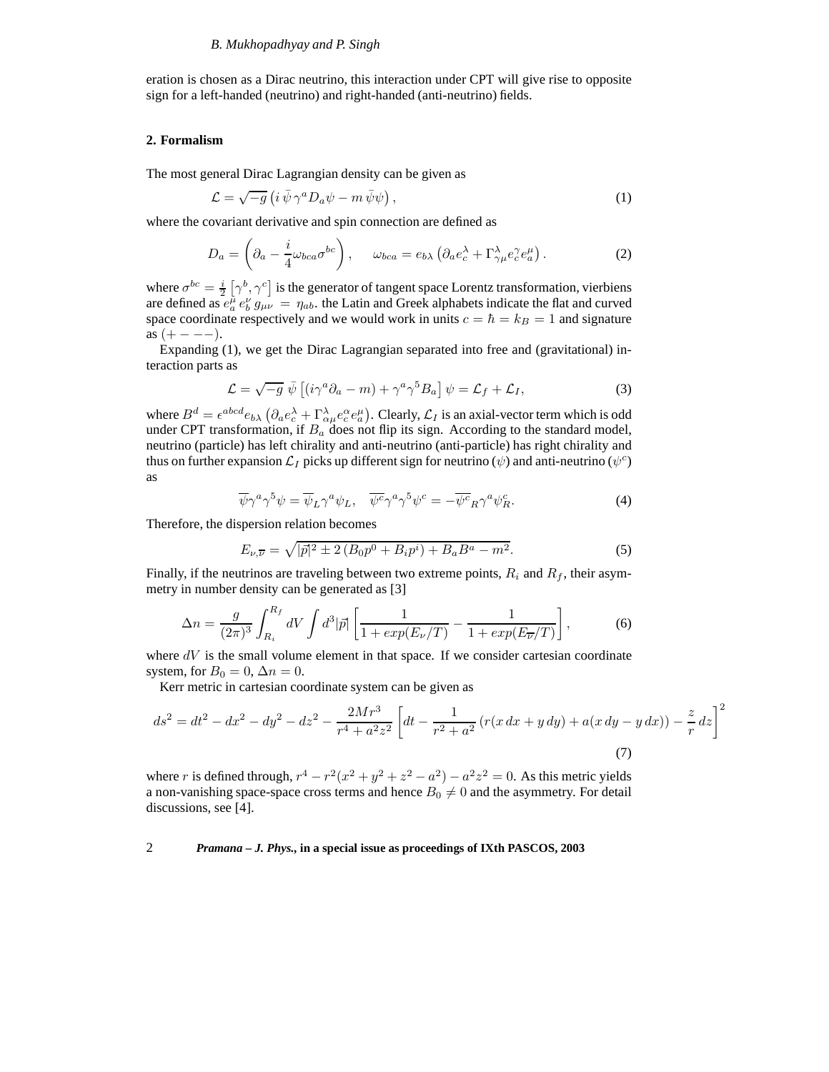eration is chosen as a Dirac neutrino, this interaction under CPT will give rise to opposite sign for a left-handed (neutrino) and right-handed (anti-neutrino) fields.

## 2. Formalism

The most general Dirac Lagrangian density can be given as

$$\mathcal{L} = \sqrt{-g}\left(i\,\bar{\psi}\,\gamma^a D_a \psi - m\,\bar{\psi}\psi\right), \tag{1}$$

where the covariant derivative and spin connection are defined as

$$D_a = \left(\partial_a - \frac{i}{4}\omega_{bca}\sigma^{bc}\right), \qquad \omega_{bca} = e_{b\lambda}\left(\partial_a e^\lambda_c + \Gamma^\lambda_{\gamma\mu} e^\gamma_c e^\mu_a\right). \tag{2}$$

where $\sigma^{bc} = \frac{i}{2}\left[\gamma^b, \gamma^c\right]$ is the generator of tangent space Lorentz transformation, vierbiens are defined as $e^\mu_a\, e^\nu_b\, g_{\mu\nu} = \eta_{ab}$. the Latin and Greek alphabets indicate the flat and curved space coordinate respectively and we would work in units $c = \hbar = k_B = 1$ and signature as $(+ - - -)$.

Expanding (1), we get the Dirac Lagrangian separated into free and (gravitational) interaction parts as

$$\mathcal{L} = \sqrt{-g}\;\bar{\psi}\left[(i\gamma^a\partial_a - m) + \gamma^a\gamma^5 B_a\right]\psi = \mathcal{L}_f + \mathcal{L}_I, \tag{3}$$

where $B^d = \epsilon^{abcd} e_{b\lambda}\left(\partial_a e^\lambda_c + \Gamma^\lambda_{\alpha\mu} e^\alpha_c e^\mu_a\right)$. Clearly, $\mathcal{L}_I$ is an axial-vector term which is odd under CPT transformation, if $B_a$ does not flip its sign. According to the standard model, neutrino (particle) has left chirality and anti-neutrino (anti-particle) has right chirality and thus on further expansion $\mathcal{L}_I$ picks up different sign for neutrino ($\psi$) and anti-neutrino ($\psi^c$) as

$$\overline{\psi}\gamma^a\gamma^5\psi = \overline{\psi}_L\gamma^a\psi_L, \quad \overline{\psi^c}\gamma^a\gamma^5\psi^c = -\overline{\psi^c}_R\gamma^a\psi^c_R. \tag{4}$$

Therefore, the dispersion relation becomes

$$E_{\nu,\overline{\nu}} = \sqrt{|\vec{p}|^2 \pm 2\left(B_0 p^0 + B_i p^i\right) + B_a B^a - m^2}. \tag{5}$$

Finally, if the neutrinos are traveling between two extreme points, $R_i$ and $R_f$, their asymmetry in number density can be generated as [3]

$$\Delta n = \frac{g}{(2\pi)^3}\int_{R_i}^{R_f} dV \int d^3|\vec{p}|\left[\frac{1}{1+exp(E_\nu/T)} - \frac{1}{1+exp(E_{\overline{\nu}}/T)}\right], \tag{6}$$

where $dV$ is the small volume element in that space. If we consider cartesian coordinate system, for $B_0 = 0$, $\Delta n = 0$.

Kerr metric in cartesian coordinate system can be given as

$$ds^2 = dt^2 - dx^2 - dy^2 - dz^2 - \frac{2Mr^3}{r^4 + a^2 z^2}\left[dt - \frac{1}{r^2+a^2}\left(r(x\,dx + y\,dy) + a(x\,dy - y\,dx)\right) - \frac{z}{r}\,dz\right]^2 \tag{7}$$

where $r$ is defined through, $r^4 - r^2(x^2 + y^2 + z^2 - a^2) - a^2 z^2 = 0$. As this metric yields a non-vanishing space-space cross terms and hence $B_0 \neq 0$ and the asymmetry. For detail discussions, see [4].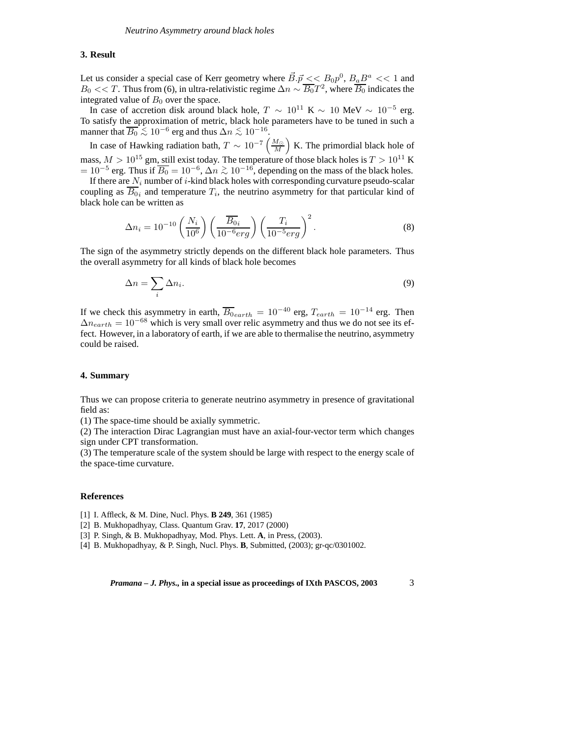## 3. Result

Let us consider a special case of Kerr geometry where $\vec{B}.\vec{p} << B_0 p^0$, $B_a B^a << 1$ and $B_0 << T$. Thus from (6), in ultra-relativistic regime $\Delta n \sim \overline{B_0} T^2$, where $\overline{B_0}$ indicates the integrated value of $B_0$ over the space.

In case of accretion disk around black hole, $T \sim 10^{11}$ K $\sim 10$ MeV $\sim 10^{-5}$ erg. To satisfy the approximation of metric, black hole parameters have to be tuned in such a manner that $\overline{B_0} \lesssim 10^{-6}$ erg and thus $\Delta n \lesssim 10^{-16}$.

In case of Hawking radiation bath, $T \sim 10^{-7} \left(\frac{M_\odot}{M}\right)$ K. The primordial black hole of mass, $M > 10^{15}$ gm, still exist today. The temperature of those black holes is $T > 10^{11}$ K $= 10^{-5}$ erg. Thus if $\overline{B_0} = 10^{-6}$, $\Delta n \gtrsim 10^{-16}$, depending on the mass of the black holes.

If there are $N_i$ number of $i$-kind black holes with corresponding curvature pseudo-scalar coupling as $\overline{B_{0i}}$ and temperature $T_i$, the neutrino asymmetry for that particular kind of black hole can be written as

$$\Delta n_i = 10^{-10} \left(\frac{N_i}{10^6}\right) \left(\frac{\overline{B_{0i}}}{10^{-6} erg}\right) \left(\frac{T_i}{10^{-5} erg}\right)^2. \tag{8}$$

The sign of the asymmetry strictly depends on the different black hole parameters. Thus the overall asymmetry for all kinds of black hole becomes

$$\Delta n = \sum_i \Delta n_i. \tag{9}$$

If we check this asymmetry in earth, $\overline{B_0}_{earth} = 10^{-40}$ erg, $T_{earth} = 10^{-14}$ erg. Then $\Delta n_{earth} = 10^{-68}$ which is very small over relic asymmetry and thus we do not see its effect. However, in a laboratory of earth, if we are able to thermalise the neutrino, asymmetry could be raised.

## 4. Summary

Thus we can propose criteria to generate neutrino asymmetry in presence of gravitational field as:

(1) The space-time should be axially symmetric.

(2) The interaction Dirac Lagrangian must have an axial-four-vector term which changes sign under CPT transformation.

(3) The temperature scale of the system should be large with respect to the energy scale of the space-time curvature.

## References

[1] I. Affleck, & M. Dine, Nucl. Phys. **B 249**, 361 (1985)

[2] B. Mukhopadhyay, Class. Quantum Grav. **17**, 2017 (2000)

[3] P. Singh, & B. Mukhopadhyay, Mod. Phys. Lett. **A**, in Press, (2003).

[4] B. Mukhopadhyay, & P. Singh, Nucl. Phys. **B**, Submitted, (2003); gr-qc/0301002.